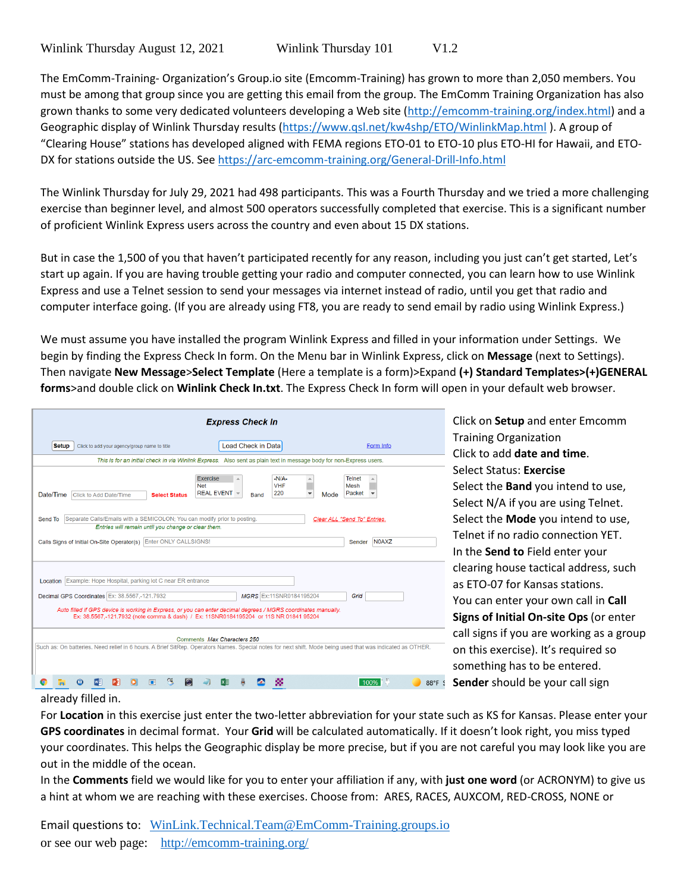Winlink Thursday August 12, 2021    Winlink Thursday 101    V1.2

The EmComm-Training- Organization's Group.io site (Emcomm-Training) has grown to more than 2,050 members. You must be among that group since you are getting this email from the group. The EmComm Training Organization has also grown thanks to some very dedicated volunteers developing a Web site (http://emcomm-training.org/index.html) and a Geographic display of Winlink Thursday results (https://www.qsl.net/kw4shp/ETO/WinlinkMap.html ). A group of "Clearing House" stations has developed aligned with FEMA regions ETO-01 to ETO-10 plus ETO-HI for Hawaii, and ETO-DX for stations outside the US. See https://arc-emcomm-training.org/General-Drill-Info.html

The Winlink Thursday for July 29, 2021 had 498 participants. This was a Fourth Thursday and we tried a more challenging exercise than beginner level, and almost 500 operators successfully completed that exercise. This is a significant number of proficient Winlink Express users across the country and even about 15 DX stations.

But in case the 1,500 of you that haven't participated recently for any reason, including you just can't get started, Let's start up again. If you are having trouble getting your radio and computer connected, you can learn how to use Winlink Express and use a Telnet session to send your messages via internet instead of radio, until you get that radio and computer interface going. (If you are already using FT8, you are ready to send email by radio using Winlink Express.)

We must assume you have installed the program Winlink Express and filled in your information under Settings. We begin by finding the Express Check In form. On the Menu bar in Winlink Express, click on **Message** (next to Settings). Then navigate **New Message**>**Select Template** (Here a template is a form)>Expand **(+) Standard Templates>(+)GENERAL forms**>and double click on **Winlink Check In.txt**. The Express Check In form will open in your default web browser.

Click on **Setup** and enter Emcomm Training Organization
Click to add **date and time**.
Select Status: **Exercise**
Select the **Band** you intend to use, Select N/A if you are using Telnet.
Select the **Mode** you intend to use, Telnet if no radio connection YET.
In the **Send to** Field enter your clearing house tactical address, such as ETO-07 for Kansas stations.
You can enter your own call in **Call Signs of Initial On-site Ops** (or enter call signs if you are working as a group on this exercise). It's required so something has to be entered.
**Sender** should be your call sign already filled in.

For **Location** in this exercise just enter the two-letter abbreviation for your state such as KS for Kansas. Please enter your **GPS coordinates** in decimal format. Your **Grid** will be calculated automatically. If it doesn't look right, you miss typed your coordinates. This helps the Geographic display be more precise, but if you are not careful you may look like you are out in the middle of the ocean.

In the **Comments** field we would like for you to enter your affiliation if any, with **just one word** (or ACRONYM) to give us a hint at whom we are reaching with these exercises. Choose from: ARES, RACES, AUXCOM, RED-CROSS, NONE or

Email questions to: WinLink.Technical.Team@EmComm-Training.groups.io
or see our web page: http://emcomm-training.org/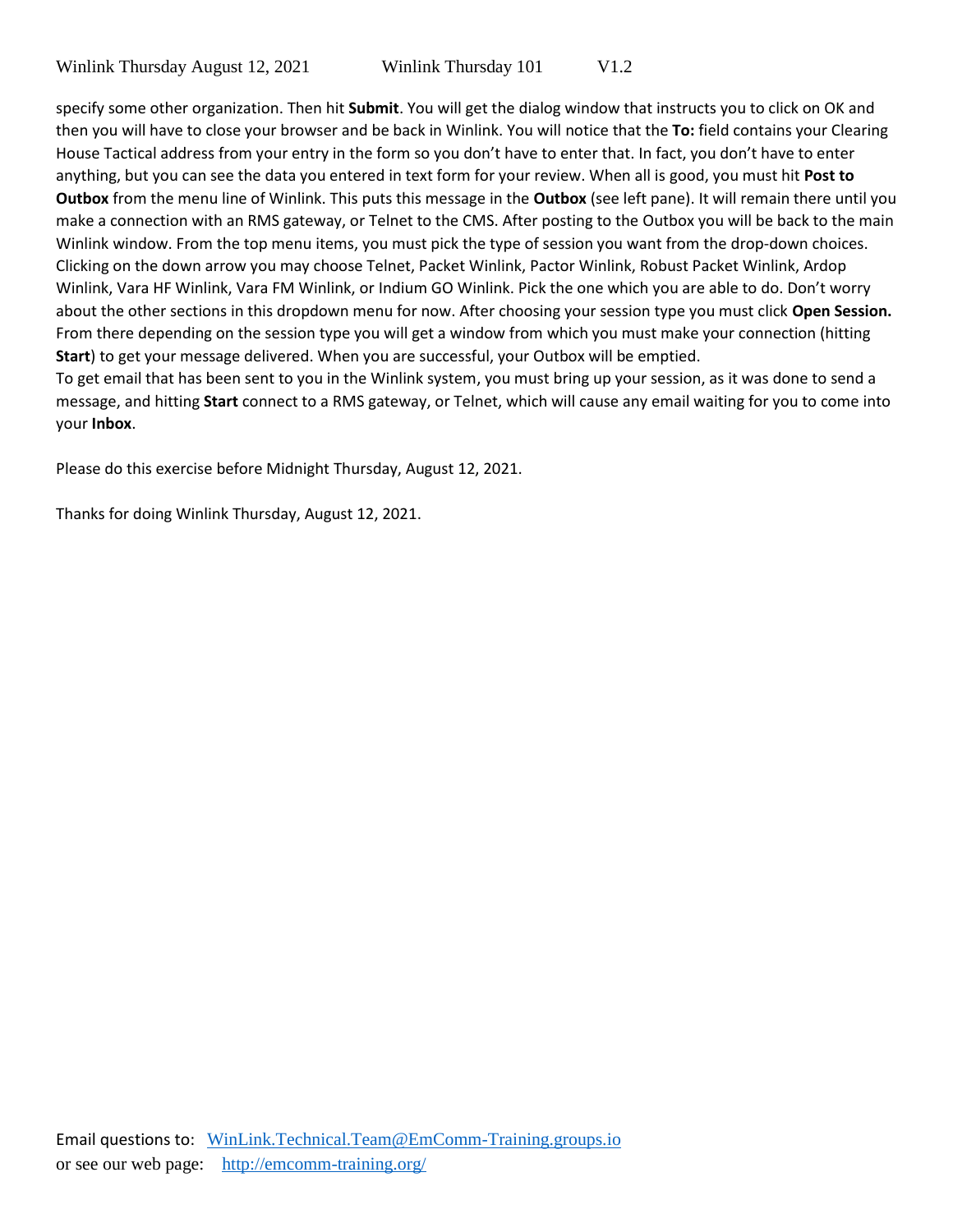specify some other organization. Then hit **Submit**. You will get the dialog window that instructs you to click on OK and then you will have to close your browser and be back in Winlink. You will notice that the **To:** field contains your Clearing House Tactical address from your entry in the form so you don't have to enter that. In fact, you don't have to enter anything, but you can see the data you entered in text form for your review. When all is good, you must hit **Post to Outbox** from the menu line of Winlink. This puts this message in the **Outbox** (see left pane). It will remain there until you make a connection with an RMS gateway, or Telnet to the CMS. After posting to the Outbox you will be back to the main Winlink window. From the top menu items, you must pick the type of session you want from the drop-down choices. Clicking on the down arrow you may choose Telnet, Packet Winlink, Pactor Winlink, Robust Packet Winlink, Ardop Winlink, Vara HF Winlink, Vara FM Winlink, or Indium GO Winlink. Pick the one which you are able to do. Don't worry about the other sections in this dropdown menu for now. After choosing your session type you must click **Open Session.** From there depending on the session type you will get a window from which you must make your connection (hitting **Start**) to get your message delivered. When you are successful, your Outbox will be emptied.
To get email that has been sent to you in the Winlink system, you must bring up your session, as it was done to send a message, and hitting **Start** connect to a RMS gateway, or Telnet, which will cause any email waiting for you to come into your **Inbox**.

Please do this exercise before Midnight Thursday, August 12, 2021.

Thanks for doing Winlink Thursday, August 12, 2021.

Email questions to: WinLink.Technical.Team@EmComm-Training.groups.io
or see our web page: http://emcomm-training.org/